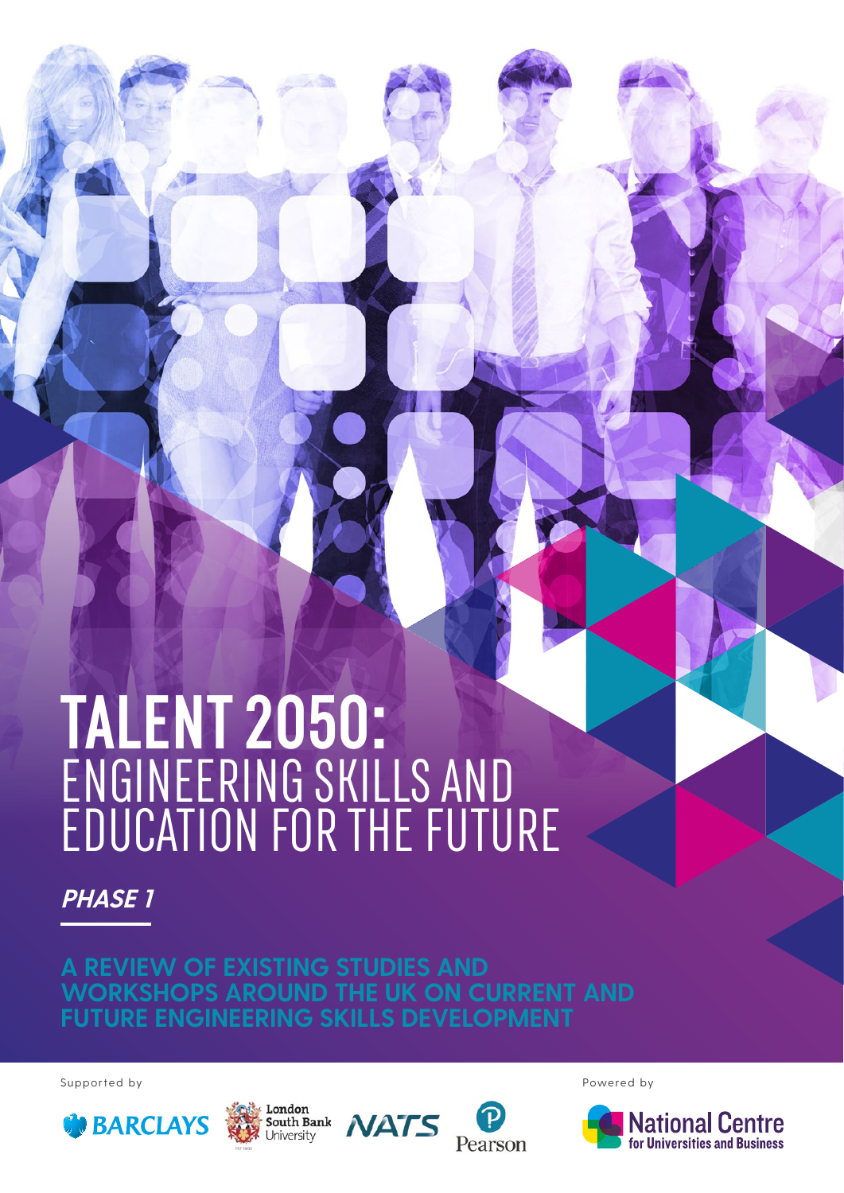# TALENT 2050: ENGINEERING SKILLS AND EDUCATION FOR THE FUTURE

***PHASE 1***

**A REVIEW OF EXISTING STUDIES AND WORKSHOPS AROUND THE UK ON CURRENT AND FUTURE ENGINEERING SKILLS DEVELOPMENT**

Supported by

BARCLAYS · London South Bank University · NATS · Pearson

Powered by

National Centre for Universities and Business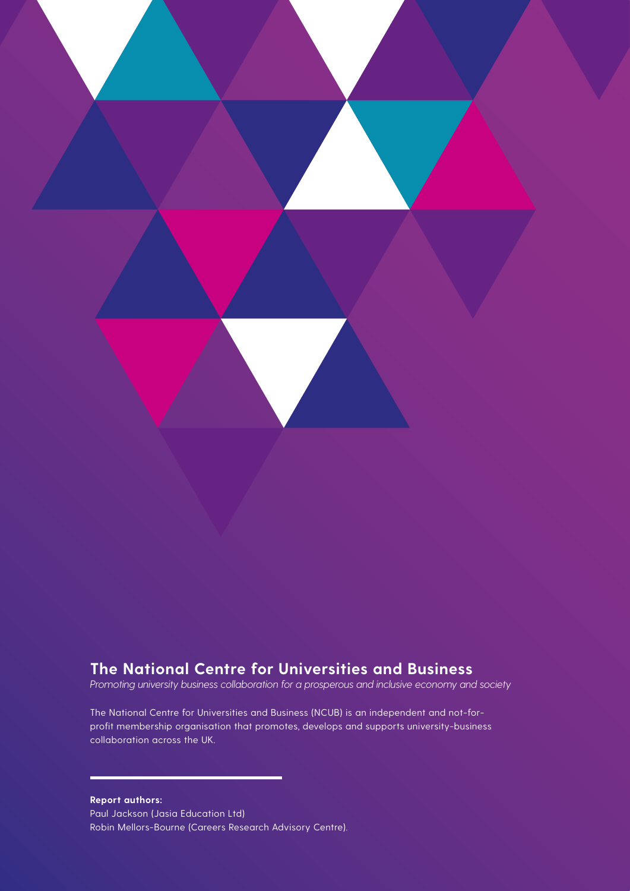## The National Centre for Universities and Business

*Promoting university business collaboration for a prosperous and inclusive economy and society*

The National Centre for Universities and Business (NCUB) is an independent and not-for-profit membership organisation that promotes, develops and supports university-business collaboration across the UK.

**Report authors:**
Paul Jackson (Jasia Education Ltd)
Robin Mellors-Bourne (Careers Research Advisory Centre).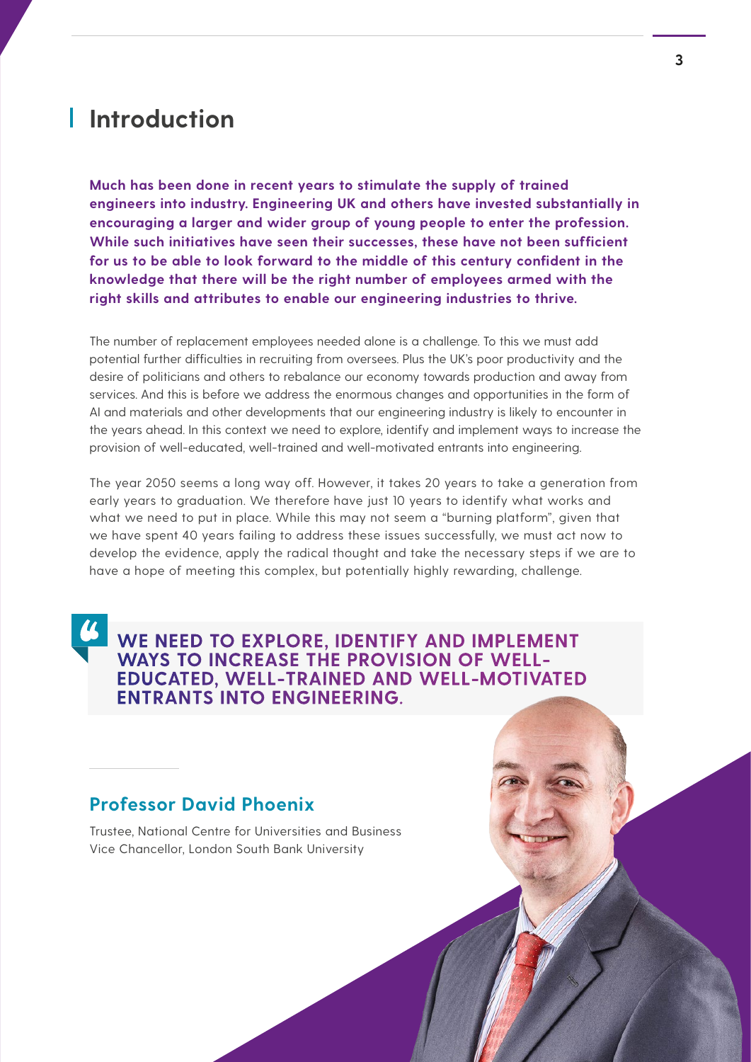# Introduction

**Much has been done in recent years to stimulate the supply of trained engineers into industry. Engineering UK and others have invested substantially in encouraging a larger and wider group of young people to enter the profession. While such initiatives have seen their successes, these have not been sufficient for us to be able to look forward to the middle of this century confident in the knowledge that there will be the right number of employees armed with the right skills and attributes to enable our engineering industries to thrive.**

The number of replacement employees needed alone is a challenge. To this we must add potential further difficulties in recruiting from oversees. Plus the UK's poor productivity and the desire of politicians and others to rebalance our economy towards production and away from services. And this is before we address the enormous changes and opportunities in the form of AI and materials and other developments that our engineering industry is likely to encounter in the years ahead. In this context we need to explore, identify and implement ways to increase the provision of well-educated, well-trained and well-motivated entrants into engineering.

The year 2050 seems a long way off. However, it takes 20 years to take a generation from early years to graduation. We therefore have just 10 years to identify what works and what we need to put in place. While this may not seem a "burning platform", given that we have spent 40 years failing to address these issues successfully, we must act now to develop the evidence, apply the radical thought and take the necessary steps if we are to have a hope of meeting this complex, but potentially highly rewarding, challenge.

> **WE NEED TO EXPLORE, IDENTIFY AND IMPLEMENT WAYS TO INCREASE THE PROVISION OF WELL-EDUCATED, WELL-TRAINED AND WELL-MOTIVATED ENTRANTS INTO ENGINEERING.**

## Professor David Phoenix

Trustee, National Centre for Universities and Business
Vice Chancellor, London South Bank University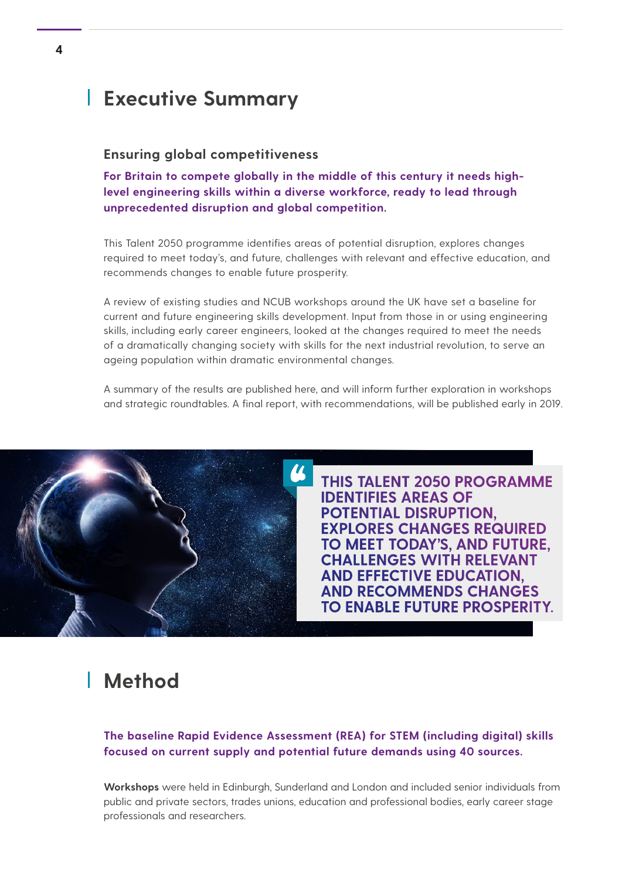# Executive Summary

### Ensuring global competitiveness

**For Britain to compete globally in the middle of this century it needs high-level engineering skills within a diverse workforce, ready to lead through unprecedented disruption and global competition.**

This Talent 2050 programme identifies areas of potential disruption, explores changes required to meet today's, and future, challenges with relevant and effective education, and recommends changes to enable future prosperity.

A review of existing studies and NCUB workshops around the UK have set a baseline for current and future engineering skills development. Input from those in or using engineering skills, including early career engineers, looked at the changes required to meet the needs of a dramatically changing society with skills for the next industrial revolution, to serve an ageing population within dramatic environmental changes.

A summary of the results are published here, and will inform further exploration in workshops and strategic roundtables. A final report, with recommendations, will be published early in 2019.

> **THIS TALENT 2050 PROGRAMME IDENTIFIES AREAS OF POTENTIAL DISRUPTION, EXPLORES CHANGES REQUIRED TO MEET TODAY'S, AND FUTURE, CHALLENGES WITH RELEVANT AND EFFECTIVE EDUCATION, AND RECOMMENDS CHANGES TO ENABLE FUTURE PROSPERITY.**

# Method

**The baseline Rapid Evidence Assessment (REA) for STEM (including digital) skills focused on current supply and potential future demands using 40 sources.**

**Workshops** were held in Edinburgh, Sunderland and London and included senior individuals from public and private sectors, trades unions, education and professional bodies, early career stage professionals and researchers.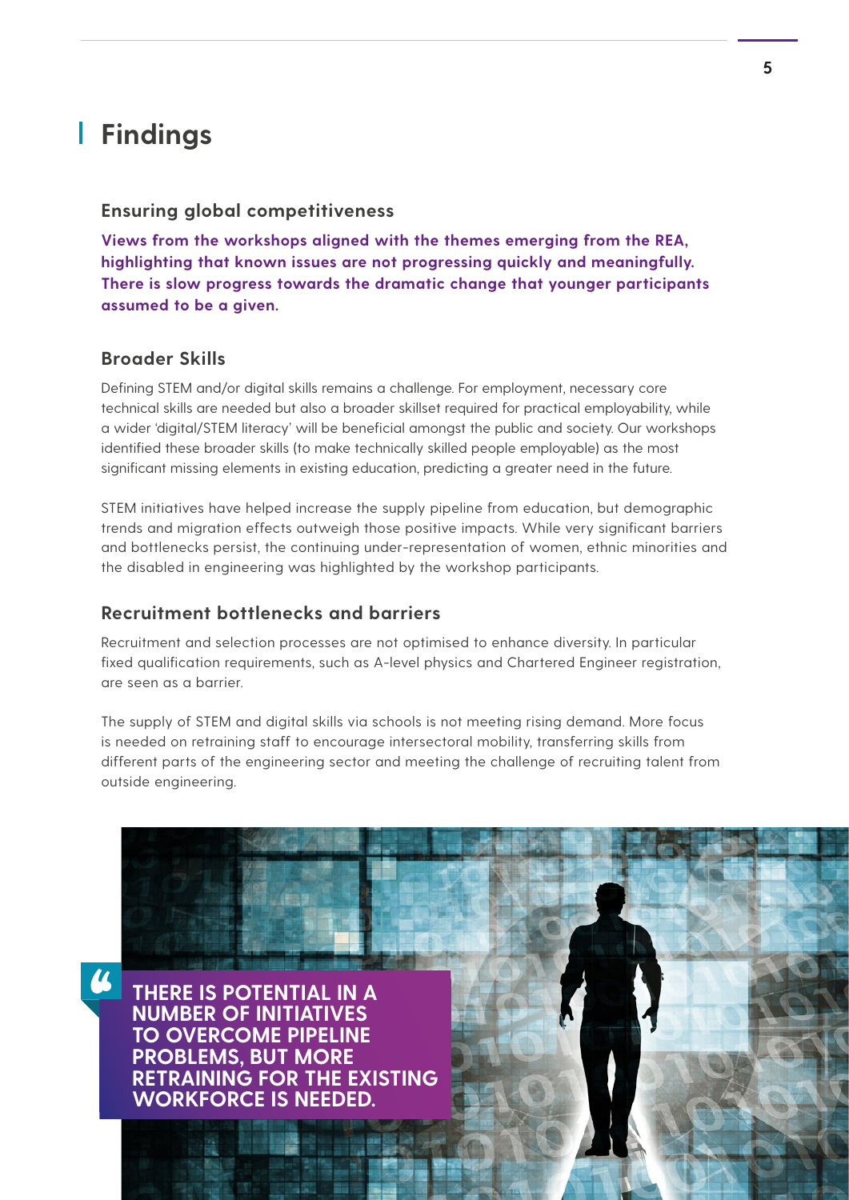# Findings

### Ensuring global competitiveness

**Views from the workshops aligned with the themes emerging from the REA, highlighting that known issues are not progressing quickly and meaningfully. There is slow progress towards the dramatic change that younger participants assumed to be a given.**

### Broader Skills

Defining STEM and/or digital skills remains a challenge. For employment, necessary core technical skills are needed but also a broader skillset required for practical employability, while a wider 'digital/STEM literacy' will be beneficial amongst the public and society. Our workshops identified these broader skills (to make technically skilled people employable) as the most significant missing elements in existing education, predicting a greater need in the future.

STEM initiatives have helped increase the supply pipeline from education, but demographic trends and migration effects outweigh those positive impacts. While very significant barriers and bottlenecks persist, the continuing under-representation of women, ethnic minorities and the disabled in engineering was highlighted by the workshop participants.

### Recruitment bottlenecks and barriers

Recruitment and selection processes are not optimised to enhance diversity. In particular fixed qualification requirements, such as A-level physics and Chartered Engineer registration, are seen as a barrier.

The supply of STEM and digital skills via schools is not meeting rising demand. More focus is needed on retraining staff to encourage intersectoral mobility, transferring skills from different parts of the engineering sector and meeting the challenge of recruiting talent from outside engineering.

> **THERE IS POTENTIAL IN A NUMBER OF INITIATIVES TO OVERCOME PIPELINE PROBLEMS, BUT MORE RETRAINING FOR THE EXISTING WORKFORCE IS NEEDED.**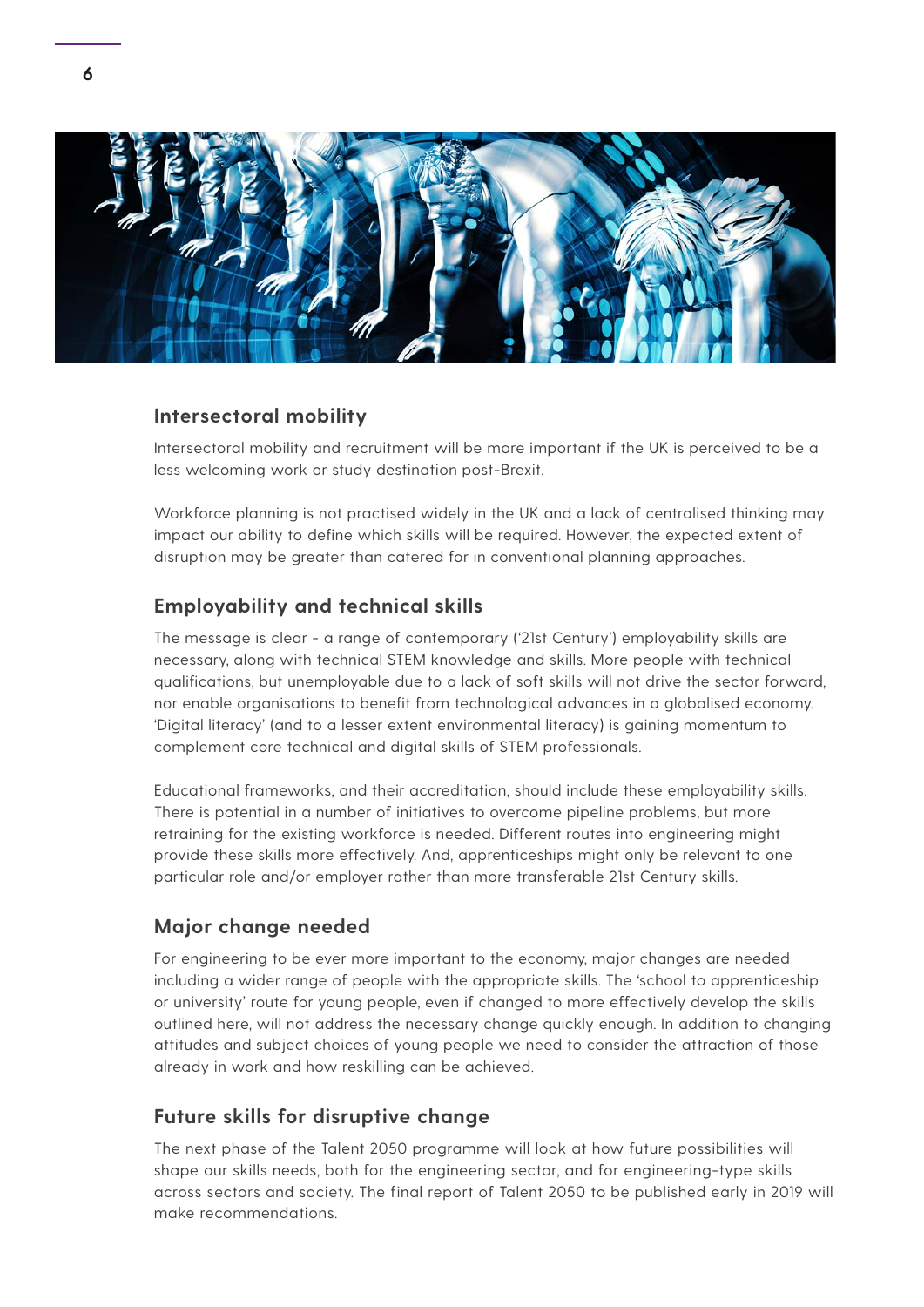## Intersectoral mobility

Intersectoral mobility and recruitment will be more important if the UK is perceived to be a less welcoming work or study destination post-Brexit.

Workforce planning is not practised widely in the UK and a lack of centralised thinking may impact our ability to define which skills will be required. However, the expected extent of disruption may be greater than catered for in conventional planning approaches.

## Employability and technical skills

The message is clear - a range of contemporary ('21st Century') employability skills are necessary, along with technical STEM knowledge and skills. More people with technical qualifications, but unemployable due to a lack of soft skills will not drive the sector forward, nor enable organisations to benefit from technological advances in a globalised economy. 'Digital literacy' (and to a lesser extent environmental literacy) is gaining momentum to complement core technical and digital skills of STEM professionals.

Educational frameworks, and their accreditation, should include these employability skills. There is potential in a number of initiatives to overcome pipeline problems, but more retraining for the existing workforce is needed. Different routes into engineering might provide these skills more effectively. And, apprenticeships might only be relevant to one particular role and/or employer rather than more transferable 21st Century skills.

## Major change needed

For engineering to be ever more important to the economy, major changes are needed including a wider range of people with the appropriate skills. The 'school to apprenticeship or university' route for young people, even if changed to more effectively develop the skills outlined here, will not address the necessary change quickly enough. In addition to changing attitudes and subject choices of young people we need to consider the attraction of those already in work and how reskilling can be achieved.

## Future skills for disruptive change

The next phase of the Talent 2050 programme will look at how future possibilities will shape our skills needs, both for the engineering sector, and for engineering-type skills across sectors and society. The final report of Talent 2050 to be published early in 2019 will make recommendations.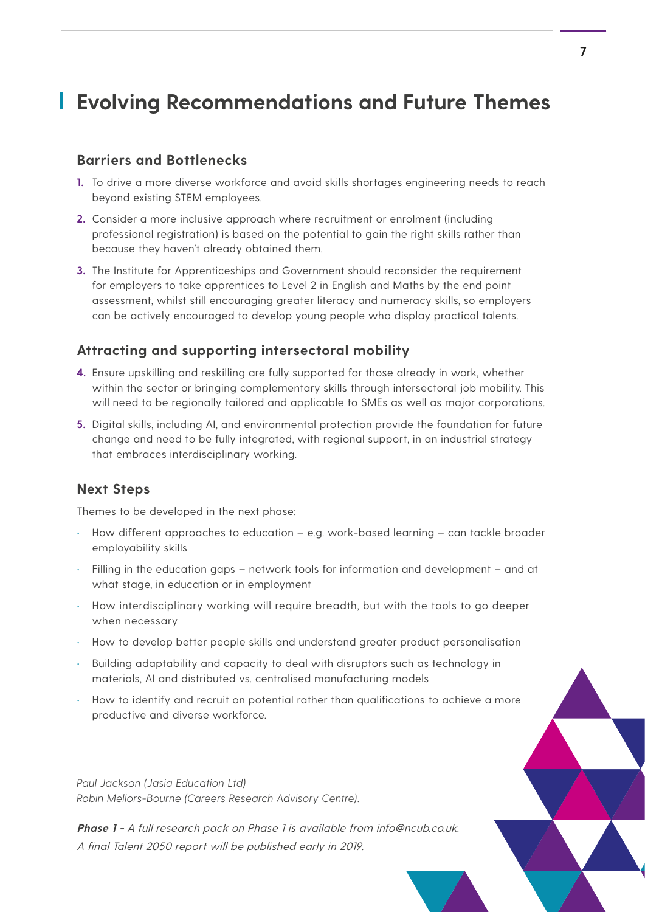# Evolving Recommendations and Future Themes

## Barriers and Bottlenecks

1. To drive a more diverse workforce and avoid skills shortages engineering needs to reach beyond existing STEM employees.
2. Consider a more inclusive approach where recruitment or enrolment (including professional registration) is based on the potential to gain the right skills rather than because they haven't already obtained them.
3. The Institute for Apprenticeships and Government should reconsider the requirement for employers to take apprentices to Level 2 in English and Maths by the end point assessment, whilst still encouraging greater literacy and numeracy skills, so employers can be actively encouraged to develop young people who display practical talents.

## Attracting and supporting intersectoral mobility

4. Ensure upskilling and reskilling are fully supported for those already in work, whether within the sector or bringing complementary skills through intersectoral job mobility. This will need to be regionally tailored and applicable to SMEs as well as major corporations.
5. Digital skills, including AI, and environmental protection provide the foundation for future change and need to be fully integrated, with regional support, in an industrial strategy that embraces interdisciplinary working.

## Next Steps

Themes to be developed in the next phase:

- How different approaches to education – e.g. work-based learning – can tackle broader employability skills
- Filling in the education gaps – network tools for information and development – and at what stage, in education or in employment
- How interdisciplinary working will require breadth, but with the tools to go deeper when necessary
- How to develop better people skills and understand greater product personalisation
- Building adaptability and capacity to deal with disruptors such as technology in materials, AI and distributed vs. centralised manufacturing models
- How to identify and recruit on potential rather than qualifications to achieve a more productive and diverse workforce.

---

*Paul Jackson (Jasia Education Ltd)*
*Robin Mellors-Bourne (Careers Research Advisory Centre).*

***Phase 1 -*** *A full research pack on Phase 1 is available from info@ncub.co.uk.*
*A final Talent 2050 report will be published early in 2019.*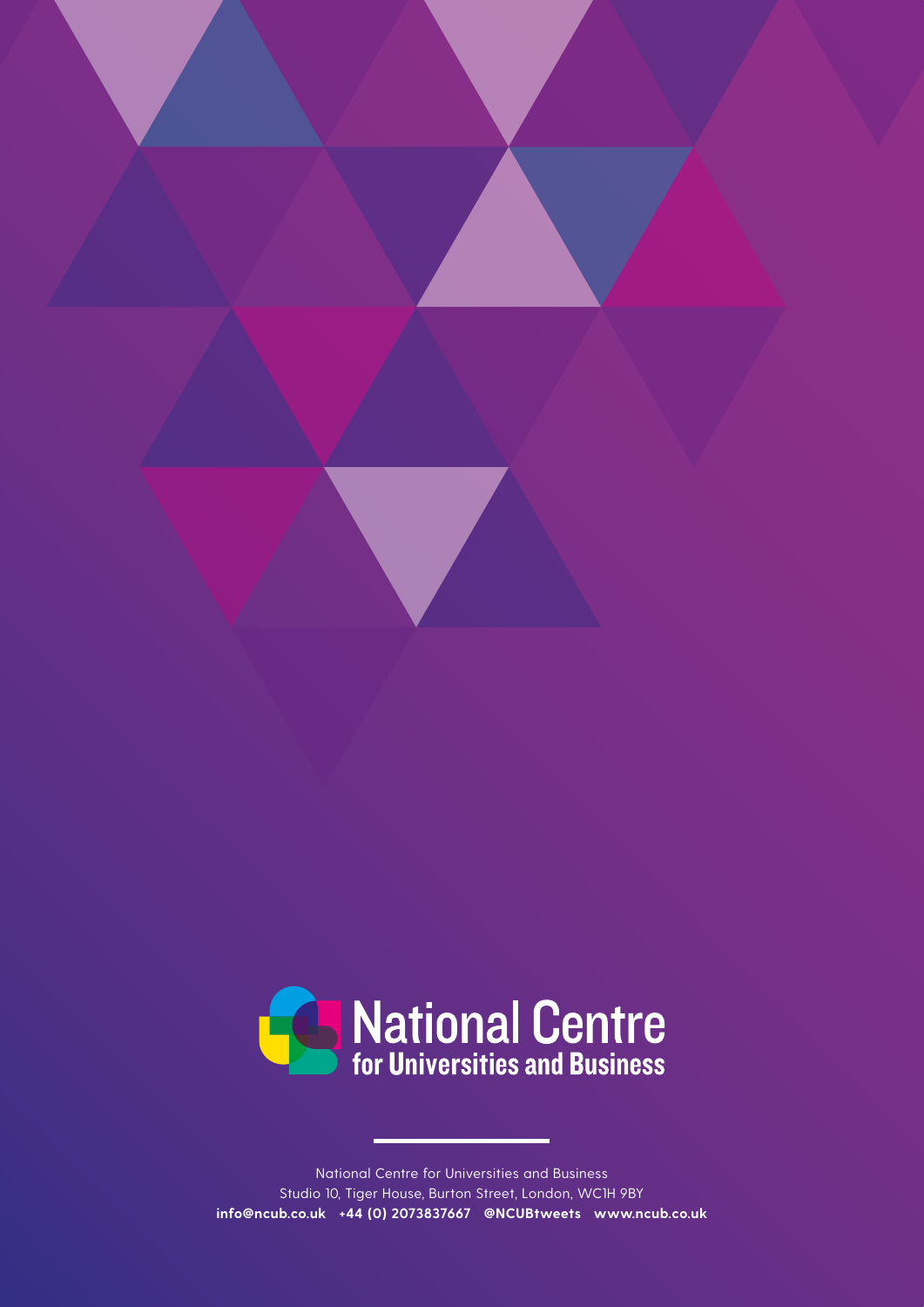National Centre
for Universities and Business

National Centre for Universities and Business
Studio 10, Tiger House, Burton Street, London, WC1H 9BY
**info@ncub.co.uk +44 (0) 2073837667 @NCUBtweets www.ncub.co.uk**